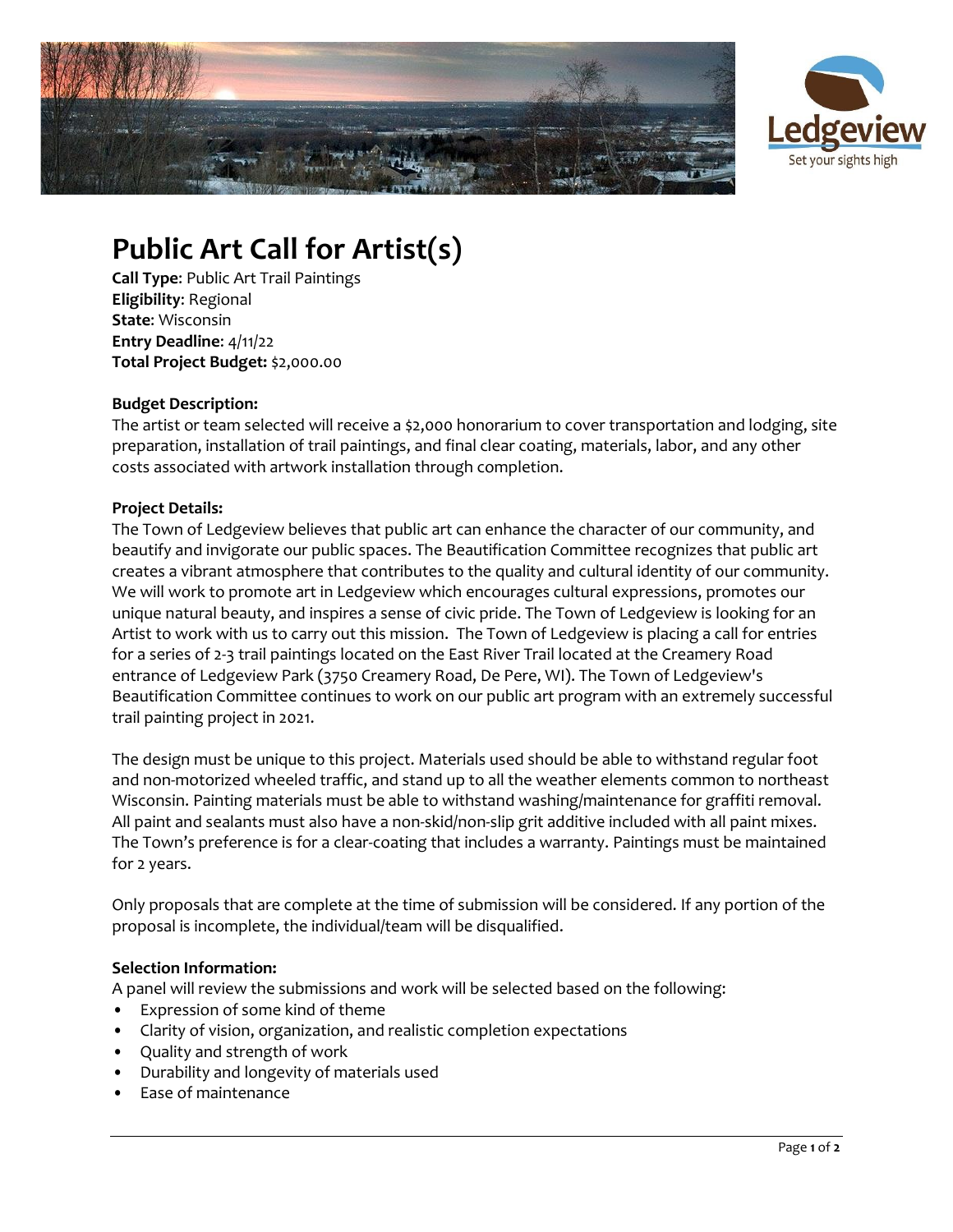# Public Art Call for Artist(s)

**Call Type**: Public Art Trail Paintings
**Eligibility**: Regional
**State**: Wisconsin
**Entry Deadline**: 4/11/22
**Total Project Budget:** $2,000.00

**Budget Description:**
The artist or team selected will receive a $2,000 honorarium to cover transportation and lodging, site preparation, installation of trail paintings, and final clear coating, materials, labor, and any other costs associated with artwork installation through completion.

**Project Details:**
The Town of Ledgeview believes that public art can enhance the character of our community, and beautify and invigorate our public spaces. The Beautification Committee recognizes that public art creates a vibrant atmosphere that contributes to the quality and cultural identity of our community. We will work to promote art in Ledgeview which encourages cultural expressions, promotes our unique natural beauty, and inspires a sense of civic pride. The Town of Ledgeview is looking for an Artist to work with us to carry out this mission. The Town of Ledgeview is placing a call for entries for a series of 2-3 trail paintings located on the East River Trail located at the Creamery Road entrance of Ledgeview Park (3750 Creamery Road, De Pere, WI). The Town of Ledgeview's Beautification Committee continues to work on our public art program with an extremely successful trail painting project in 2021.

The design must be unique to this project. Materials used should be able to withstand regular foot and non-motorized wheeled traffic, and stand up to all the weather elements common to northeast Wisconsin. Painting materials must be able to withstand washing/maintenance for graffiti removal. All paint and sealants must also have a non-skid/non-slip grit additive included with all paint mixes. The Town's preference is for a clear-coating that includes a warranty. Paintings must be maintained for 2 years.

Only proposals that are complete at the time of submission will be considered. If any portion of the proposal is incomplete, the individual/team will be disqualified.

**Selection Information:**
A panel will review the submissions and work will be selected based on the following:

- Expression of some kind of theme
- Clarity of vision, organization, and realistic completion expectations
- Quality and strength of work
- Durability and longevity of materials used
- Ease of maintenance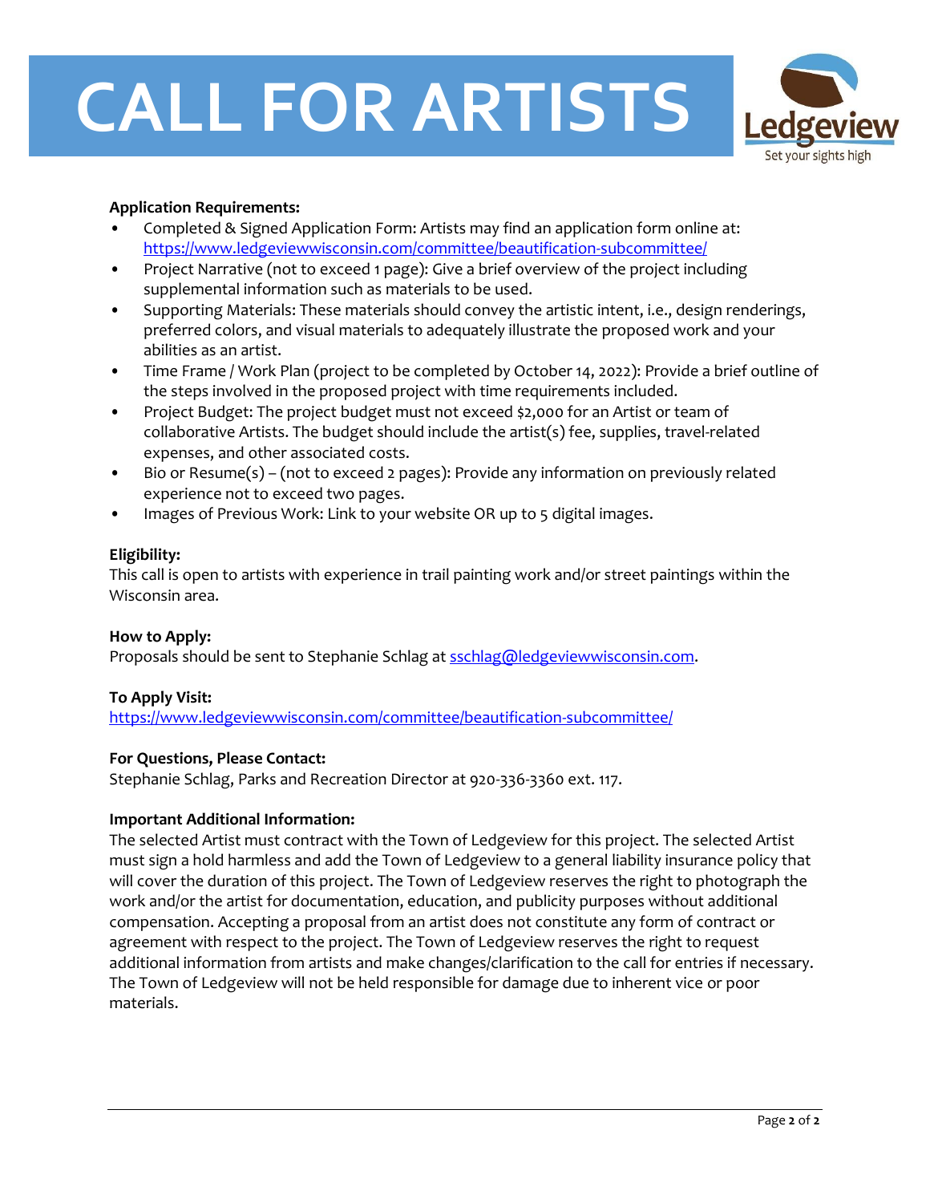# CALL FOR ARTISTS

Ledgeview
Set your sights high

**Application Requirements:**

- Completed & Signed Application Form: Artists may find an application form online at: https://www.ledgeviewwisconsin.com/committee/beautification-subcommittee/
- Project Narrative (not to exceed 1 page): Give a brief overview of the project including supplemental information such as materials to be used.
- Supporting Materials: These materials should convey the artistic intent, i.e., design renderings, preferred colors, and visual materials to adequately illustrate the proposed work and your abilities as an artist.
- Time Frame / Work Plan (project to be completed by October 14, 2022): Provide a brief outline of the steps involved in the proposed project with time requirements included.
- Project Budget: The project budget must not exceed $2,000 for an Artist or team of collaborative Artists. The budget should include the artist(s) fee, supplies, travel-related expenses, and other associated costs.
- Bio or Resume(s) – (not to exceed 2 pages): Provide any information on previously related experience not to exceed two pages.
- Images of Previous Work: Link to your website OR up to 5 digital images.

**Eligibility:**

This call is open to artists with experience in trail painting work and/or street paintings within the Wisconsin area.

**How to Apply:**

Proposals should be sent to Stephanie Schlag at sschlag@ledgeviewwisconsin.com.

**To Apply Visit:**

https://www.ledgeviewwisconsin.com/committee/beautification-subcommittee/

**For Questions, Please Contact:**

Stephanie Schlag, Parks and Recreation Director at 920-336-3360 ext. 117.

**Important Additional Information:**

The selected Artist must contract with the Town of Ledgeview for this project. The selected Artist must sign a hold harmless and add the Town of Ledgeview to a general liability insurance policy that will cover the duration of this project. The Town of Ledgeview reserves the right to photograph the work and/or the artist for documentation, education, and publicity purposes without additional compensation. Accepting a proposal from an artist does not constitute any form of contract or agreement with respect to the project. The Town of Ledgeview reserves the right to request additional information from artists and make changes/clarification to the call for entries if necessary. The Town of Ledgeview will not be held responsible for damage due to inherent vice or poor materials.